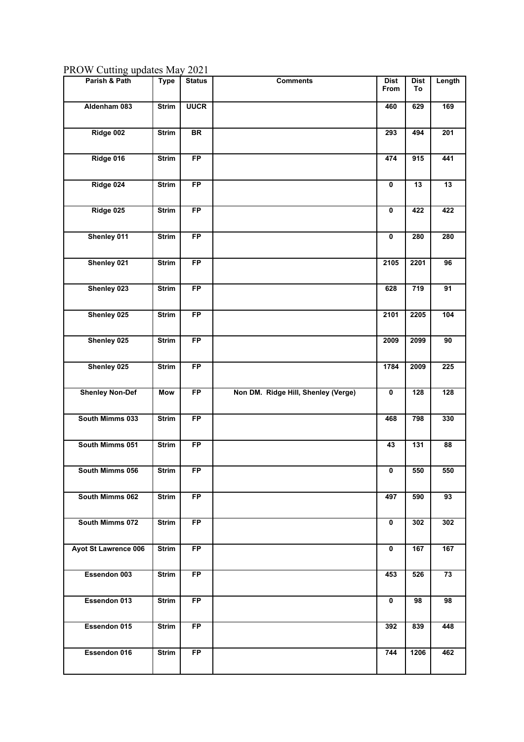PROW Cutting updates May 2021

| Parish & Path | Type | Status | Comments | Dist From | Dist To | Length |
|---|---|---|---|---|---|---|
| Aldenham 083 | Strim | UUCR | | 460 | 629 | 169 |
| Ridge 002 | Strim | BR | | 293 | 494 | 201 |
| Ridge 016 | Strim | FP | | 474 | 915 | 441 |
| Ridge 024 | Strim | FP | | 0 | 13 | 13 |
| Ridge 025 | Strim | FP | | 0 | 422 | 422 |
| Shenley 011 | Strim | FP | | 0 | 280 | 280 |
| Shenley 021 | Strim | FP | | 2105 | 2201 | 96 |
| Shenley 023 | Strim | FP | | 628 | 719 | 91 |
| Shenley 025 | Strim | FP | | 2101 | 2205 | 104 |
| Shenley 025 | Strim | FP | | 2009 | 2099 | 90 |
| Shenley 025 | Strim | FP | | 1784 | 2009 | 225 |
| Shenley Non-Def | Mow | FP | Non DM. Ridge Hill, Shenley (Verge) | 0 | 128 | 128 |
| South Mimms 033 | Strim | FP | | 468 | 798 | 330 |
| South Mimms 051 | Strim | FP | | 43 | 131 | 88 |
| South Mimms 056 | Strim | FP | | 0 | 550 | 550 |
| South Mimms 062 | Strim | FP | | 497 | 590 | 93 |
| South Mimms 072 | Strim | FP | | 0 | 302 | 302 |
| Ayot St Lawrence 006 | Strim | FP | | 0 | 167 | 167 |
| Essendon 003 | Strim | FP | | 453 | 526 | 73 |
| Essendon 013 | Strim | FP | | 0 | 98 | 98 |
| Essendon 015 | Strim | FP | | 392 | 839 | 448 |
| Essendon 016 | Strim | FP | | 744 | 1206 | 462 |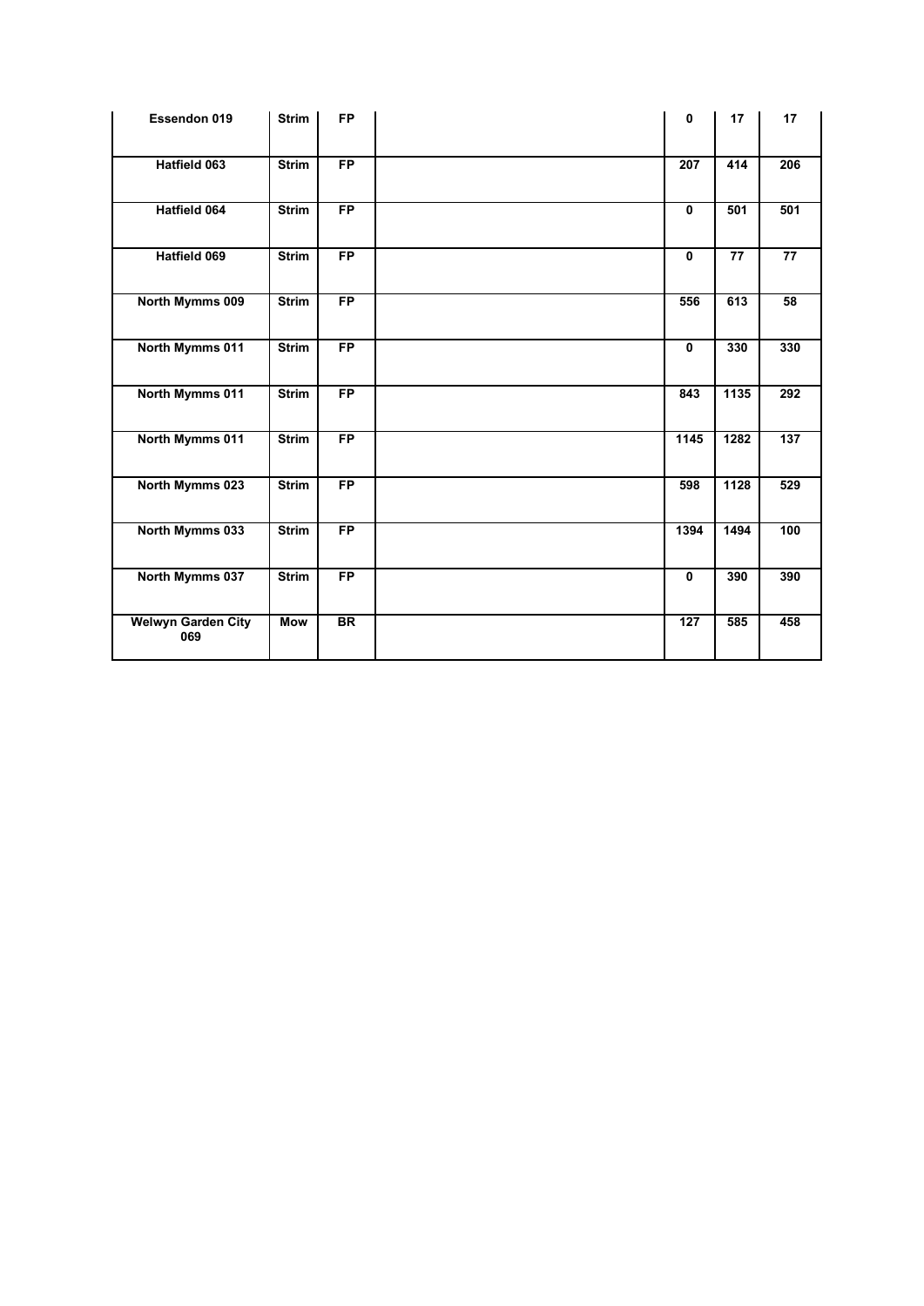| | | | | | | |
|---|---|---|---|---|---|---|
| **Essendon 019** | **Strim** | **FP** | | **0** | **17** | **17** |
| **Hatfield 063** | **Strim** | **FP** | | **207** | **414** | **206** |
| **Hatfield 064** | **Strim** | **FP** | | **0** | **501** | **501** |
| **Hatfield 069** | **Strim** | **FP** | | **0** | **77** | **77** |
| **North Mymms 009** | **Strim** | **FP** | | **556** | **613** | **58** |
| **North Mymms 011** | **Strim** | **FP** | | **0** | **330** | **330** |
| **North Mymms 011** | **Strim** | **FP** | | **843** | **1135** | **292** |
| **North Mymms 011** | **Strim** | **FP** | | **1145** | **1282** | **137** |
| **North Mymms 023** | **Strim** | **FP** | | **598** | **1128** | **529** |
| **North Mymms 033** | **Strim** | **FP** | | **1394** | **1494** | **100** |
| **North Mymms 037** | **Strim** | **FP** | | **0** | **390** | **390** |
| **Welwyn Garden City 069** | **Mow** | **BR** | | **127** | **585** | **458** |